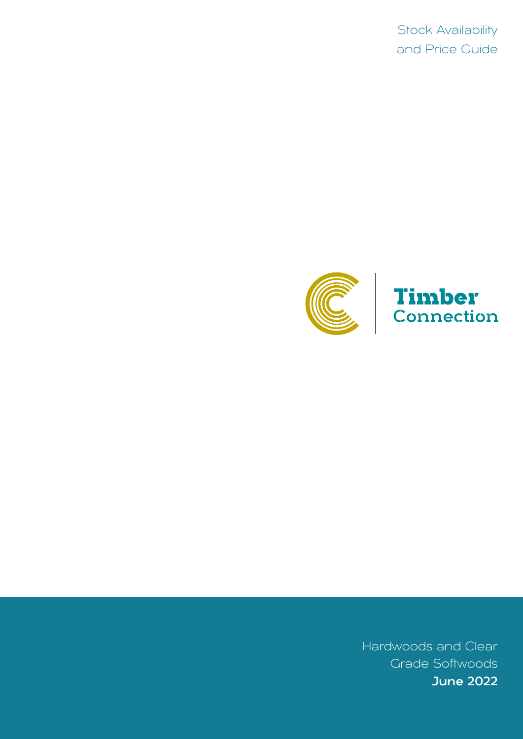Stock Availability
and Price Guide

# Timber Connection

Hardwoods and Clear
Grade Softwoods
**June 2022**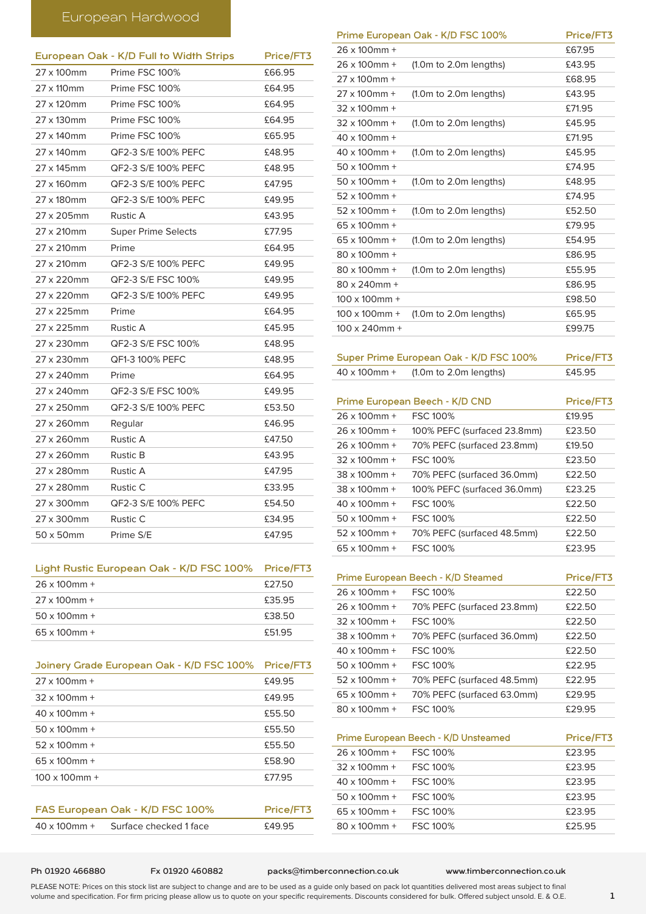# European Hardwood

| European Oak - K/D Full to Width Strips | | Price/FT3 |
|---|---|---|
| 27 x 100mm | Prime FSC 100% | £66.95 |
| 27 x 110mm | Prime FSC 100% | £64.95 |
| 27 x 120mm | Prime FSC 100% | £64.95 |
| 27 x 130mm | Prime FSC 100% | £64.95 |
| 27 x 140mm | Prime FSC 100% | £65.95 |
| 27 x 140mm | QF2-3 S/E 100% PEFC | £48.95 |
| 27 x 145mm | QF2-3 S/E 100% PEFC | £48.95 |
| 27 x 160mm | QF2-3 S/E 100% PEFC | £47.95 |
| 27 x 180mm | QF2-3 S/E 100% PEFC | £49.95 |
| 27 x 205mm | Rustic A | £43.95 |
| 27 x 210mm | Super Prime Selects | £77.95 |
| 27 x 210mm | Prime | £64.95 |
| 27 x 210mm | QF2-3 S/E 100% PEFC | £49.95 |
| 27 x 220mm | QF2-3 S/E FSC 100% | £49.95 |
| 27 x 220mm | QF2-3 S/E 100% PEFC | £49.95 |
| 27 x 225mm | Prime | £64.95 |
| 27 x 225mm | Rustic A | £45.95 |
| 27 x 230mm | QF2-3 S/E FSC 100% | £48.95 |
| 27 x 230mm | QF1-3 100% PEFC | £48.95 |
| 27 x 240mm | Prime | £64.95 |
| 27 x 240mm | QF2-3 S/E FSC 100% | £49.95 |
| 27 x 250mm | QF2-3 S/E 100% PEFC | £53.50 |
| 27 x 260mm | Regular | £46.95 |
| 27 x 260mm | Rustic A | £47.50 |
| 27 x 260mm | Rustic B | £43.95 |
| 27 x 280mm | Rustic A | £47.95 |
| 27 x 280mm | Rustic C | £33.95 |
| 27 x 300mm | QF2-3 S/E 100% PEFC | £54.50 |
| 27 x 300mm | Rustic C | £34.95 |
| 50 x 50mm | Prime S/E | £47.95 |

| Light Rustic European Oak - K/D FSC 100% | Price/FT3 |
|---|---|
| 26 x 100mm + | £27.50 |
| 27 x 100mm + | £35.95 |
| 50 x 100mm + | £38.50 |
| 65 x 100mm + | £51.95 |

| Joinery Grade European Oak - K/D FSC 100% | Price/FT3 |
|---|---|
| 27 x 100mm + | £49.95 |
| 32 x 100mm + | £49.95 |
| 40 x 100mm + | £55.50 |
| 50 x 100mm + | £55.50 |
| 52 x 100mm + | £55.50 |
| 65 x 100mm + | £58.90 |
| 100 x 100mm + | £77.95 |

| FAS European Oak - K/D FSC 100% | | Price/FT3 |
|---|---|---|
| 40 x 100mm + | Surface checked 1 face | £49.95 |

| Prime European Oak - K/D FSC 100% | | Price/FT3 |
|---|---|---|
| 26 x 100mm + | | £67.95 |
| 26 x 100mm + | (1.0m to 2.0m lengths) | £43.95 |
| 27 x 100mm + | | £68.95 |
| 27 x 100mm + | (1.0m to 2.0m lengths) | £43.95 |
| 32 x 100mm + | | £71.95 |
| 32 x 100mm + | (1.0m to 2.0m lengths) | £45.95 |
| 40 x 100mm + | | £71.95 |
| 40 x 100mm + | (1.0m to 2.0m lengths) | £45.95 |
| 50 x 100mm + | | £74.95 |
| 50 x 100mm + | (1.0m to 2.0m lengths) | £48.95 |
| 52 x 100mm + | | £74.95 |
| 52 x 100mm + | (1.0m to 2.0m lengths) | £52.50 |
| 65 x 100mm + | | £79.95 |
| 65 x 100mm + | (1.0m to 2.0m lengths) | £54.95 |
| 80 x 100mm + | | £86.95 |
| 80 x 100mm + | (1.0m to 2.0m lengths) | £55.95 |
| 80 x 240mm + | | £86.95 |
| 100 x 100mm + | | £98.50 |
| 100 x 100mm + | (1.0m to 2.0m lengths) | £65.95 |
| 100 x 240mm + | | £99.75 |

| Super Prime European Oak - K/D FSC 100% | | Price/FT3 |
|---|---|---|
| 40 x 100mm + | (1.0m to 2.0m lengths) | £45.95 |

| Prime European Beech - K/D CND | | Price/FT3 |
|---|---|---|
| 26 x 100mm + | FSC 100% | £19.95 |
| 26 x 100mm + | 100% PEFC (surfaced 23.8mm) | £23.50 |
| 26 x 100mm + | 70% PEFC (surfaced 23.8mm) | £19.50 |
| 32 x 100mm + | FSC 100% | £23.50 |
| 38 x 100mm + | 70% PEFC (surfaced 36.0mm) | £22.50 |
| 38 x 100mm + | 100% PEFC (surfaced 36.0mm) | £23.25 |
| 40 x 100mm + | FSC 100% | £22.50 |
| 50 x 100mm + | FSC 100% | £22.50 |
| 52 x 100mm + | 70% PEFC (surfaced 48.5mm) | £22.50 |
| 65 x 100mm + | FSC 100% | £23.95 |

| Prime European Beech - K/D Steamed | | Price/FT3 |
|---|---|---|
| 26 x 100mm + | FSC 100% | £22.50 |
| 26 x 100mm + | 70% PEFC (surfaced 23.8mm) | £22.50 |
| 32 x 100mm + | FSC 100% | £22.50 |
| 38 x 100mm + | 70% PEFC (surfaced 36.0mm) | £22.50 |
| 40 x 100mm + | FSC 100% | £22.50 |
| 50 x 100mm + | FSC 100% | £22.95 |
| 52 x 100mm + | 70% PEFC (surfaced 48.5mm) | £22.95 |
| 65 x 100mm + | 70% PEFC (surfaced 63.0mm) | £29.95 |
| 80 x 100mm + | FSC 100% | £29.95 |

| Prime European Beech - K/D Unsteamed | | Price/FT3 |
|---|---|---|
| 26 x 100mm + | FSC 100% | £23.95 |
| 32 x 100mm + | FSC 100% | £23.95 |
| 40 x 100mm + | FSC 100% | £23.95 |
| 50 x 100mm + | FSC 100% | £23.95 |
| 65 x 100mm + | FSC 100% | £23.95 |
| 80 x 100mm + | FSC 100% | £25.95 |

Ph 01920 466880 Fx 01920 460882 packs@timberconnection.co.uk www.timberconnection.co.uk

PLEASE NOTE: Prices on this stock list are subject to change and are to be used as a guide only based on pack lot quantities delivered most areas subject to final volume and specification. For firm pricing please allow us to quote on your specific requirements. Discounts considered for bulk. Offered subject unsold. E. & O.E.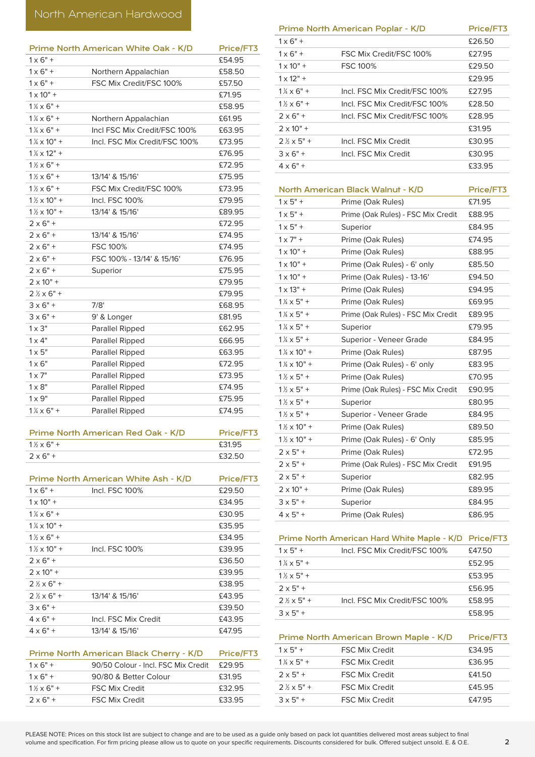# North American Hardwood

| Prime North American White Oak - K/D | | Price/FT3 |
|---|---|---|
| 1 x 6" + | | £54.95 |
| 1 x 6" + | Northern Appalachian | £58.50 |
| 1 x 6" + | FSC Mix Credit/FSC 100% | £57.50 |
| 1 x 10" + | | £71.95 |
| 1 ¼ x 6" + | | £58.95 |
| 1 ¼ x 6" + | Northern Appalachian | £61.95 |
| 1 ¼ x 6" + | Incl FSC Mix Credit/FSC 100% | £63.95 |
| 1 ¼ x 10" + | Incl. FSC Mix Credit/FSC 100% | £73.95 |
| 1 ¼ x 12" + | | £76.95 |
| 1 ½ x 6" + | | £72.95 |
| 1 ½ x 6" + | 13/14' & 15/16' | £75.95 |
| 1 ½ x 6" + | FSC Mix Credit/FSC 100% | £73.95 |
| 1 ½ x 10" + | Incl. FSC 100% | £79.95 |
| 1 ½ x 10" + | 13/14' & 15/16' | £89.95 |
| 2 x 6" + | | £72.95 |
| 2 x 6" + | 13/14' & 15/16' | £74.95 |
| 2 x 6" + | FSC 100% | £74.95 |
| 2 x 6" + | FSC 100% - 13/14' & 15/16' | £76.95 |
| 2 x 6" + | Superior | £75.95 |
| 2 x 10" + | | £79.95 |
| 2 ½ x 6" + | | £79.95 |
| 3 x 6" + | 7/8' | £68.95 |
| 3 x 6" + | 9' & Longer | £81.95 |
| 1 x 3" | Parallel Ripped | £62.95 |
| 1 x 4" | Parallel Ripped | £66.95 |
| 1 x 5" | Parallel Ripped | £63.95 |
| 1 x 6" | Parallel Ripped | £72.95 |
| 1 x 7" | Parallel Ripped | £73.95 |
| 1 x 8" | Parallel Ripped | £74.95 |
| 1 x 9" | Parallel Ripped | £75.95 |
| 1 ¼ x 6" + | Parallel Ripped | £74.95 |

| Prime North American Red Oak - K/D | | Price/FT3 |
|---|---|---|
| 1 ½ x 6" + | | £31.95 |
| 2 x 6" + | | £32.50 |

| Prime North American White Ash - K/D | | Price/FT3 |
|---|---|---|
| 1 x 6" + | Incl. FSC 100% | £29.50 |
| 1 x 10" + | | £34.95 |
| 1 ¼ x 6" + | | £30.95 |
| 1 ¼ x 10" + | | £35.95 |
| 1 ½ x 6" + | | £34.95 |
| 1 ½ x 10" + | Incl. FSC 100% | £39.95 |
| 2 x 6" + | | £36.50 |
| 2 x 10" + | | £39.95 |
| 2 ½ x 6" + | | £38.95 |
| 2 ½ x 6" + | 13/14' & 15/16' | £43.95 |
| 3 x 6" + | | £39.50 |
| 4 x 6" + | Incl. FSC Mix Credit | £43.95 |
| 4 x 6" + | 13/14' & 15/16' | £47.95 |

| Prime North American Black Cherry - K/D | | Price/FT3 |
|---|---|---|
| 1 x 6" + | 90/50 Colour - Incl. FSC Mix Credit | £29.95 |
| 1 x 6" + | 90/80 & Better Colour | £31.95 |
| 1 ½ x 6" + | FSC Mix Credit | £32.95 |
| 2 x 6" + | FSC Mix Credit | £33.95 |

| Prime North American Poplar - K/D | | Price/FT3 |
|---|---|---|
| 1 x 6" + | | £26.50 |
| 1 x 6" + | FSC Mix Credit/FSC 100% | £27.95 |
| 1 x 10" + | FSC 100% | £29.50 |
| 1 x 12" + | | £29.95 |
| 1 ¼ x 6" + | Incl. FSC Mix Credit/FSC 100% | £27.95 |
| 1 ½ x 6" + | Incl. FSC Mix Credit/FSC 100% | £28.50 |
| 2 x 6" + | Incl. FSC Mix Credit/FSC 100% | £28.95 |
| 2 x 10" + | | £31.95 |
| 2 ½ x 5" + | Incl. FSC Mix Credit | £30.95 |
| 3 x 6" + | Incl. FSC Mix Credit | £30.95 |
| 4 x 6" + | | £33.95 |

| North American Black Walnut - K/D | | Price/FT3 |
|---|---|---|
| 1 x 5" + | Prime (Oak Rules) | £71.95 |
| 1 x 5" + | Prime (Oak Rules) - FSC Mix Credit | £88.95 |
| 1 x 5" + | Superior | £84.95 |
| 1 x 7" + | Prime (Oak Rules) | £74.95 |
| 1 x 10" + | Prime (Oak Rules) | £88.95 |
| 1 x 10" + | Prime (Oak Rules) - 6' only | £85.50 |
| 1 x 10" + | Prime (Oak Rules) - 13-16' | £94.50 |
| 1 x 13" + | Prime (Oak Rules) | £94.95 |
| 1 ¼ x 5" + | Prime (Oak Rules) | £69.95 |
| 1 ¼ x 5" + | Prime (Oak Rules) - FSC Mix Credit | £89.95 |
| 1 ¼ x 5" + | Superior | £79.95 |
| 1 ¼ x 5" + | Superior - Veneer Grade | £84.95 |
| 1 ¼ x 10" + | Prime (Oak Rules) | £87.95 |
| 1 ¼ x 10" + | Prime (Oak Rules) - 6' only | £83.95 |
| 1 ½ x 5" + | Prime (Oak Rules) | £70.95 |
| 1 ½ x 5" + | Prime (Oak Rules) - FSC Mix Credit | £90.95 |
| 1 ½ x 5" + | Superior | £80.95 |
| 1 ½ x 5" + | Superior - Veneer Grade | £84.95 |
| 1 ½ x 10" + | Prime (Oak Rules) | £89.50 |
| 1 ½ x 10" + | Prime (Oak Rules) - 6' Only | £85.95 |
| 2 x 5" + | Prime (Oak Rules) | £72.95 |
| 2 x 5" + | Prime (Oak Rules) - FSC Mix Credit | £91.95 |
| 2 x 5" + | Superior | £82.95 |
| 2 x 10" + | Prime (Oak Rules) | £89.95 |
| 3 x 5" + | Superior | £84.95 |
| 4 x 5" + | Prime (Oak Rules) | £86.95 |

| Prime North American Hard White Maple - K/D | | Price/FT3 |
|---|---|---|
| 1 x 5" + | Incl. FSC Mix Credit/FSC 100% | £47.50 |
| 1 ¼ x 5" + | | £52.95 |
| 1 ½ x 5" + | | £53.95 |
| 2 x 5" + | | £56.95 |
| 2 ½ x 5" + | Incl. FSC Mix Credit/FSC 100% | £58.95 |
| 3 x 5" + | | £58.95 |

| Prime North American Brown Maple - K/D | | Price/FT3 |
|---|---|---|
| 1 x 5" + | FSC Mix Credit | £34.95 |
| 1 ¼ x 5" + | FSC Mix Credit | £36.95 |
| 2 x 5" + | FSC Mix Credit | £41.50 |
| 2 ½ x 5" + | FSC Mix Credit | £45.95 |
| 3 x 5" + | FSC Mix Credit | £47.95 |

PLEASE NOTE: Prices on this stock list are subject to change and are to be used as a guide only based on pack lot quantities delivered most areas subject to final volume and specification. For firm pricing please allow us to quote on your specific requirements. Discounts considered for bulk. Offered subject unsold. E. & O.E.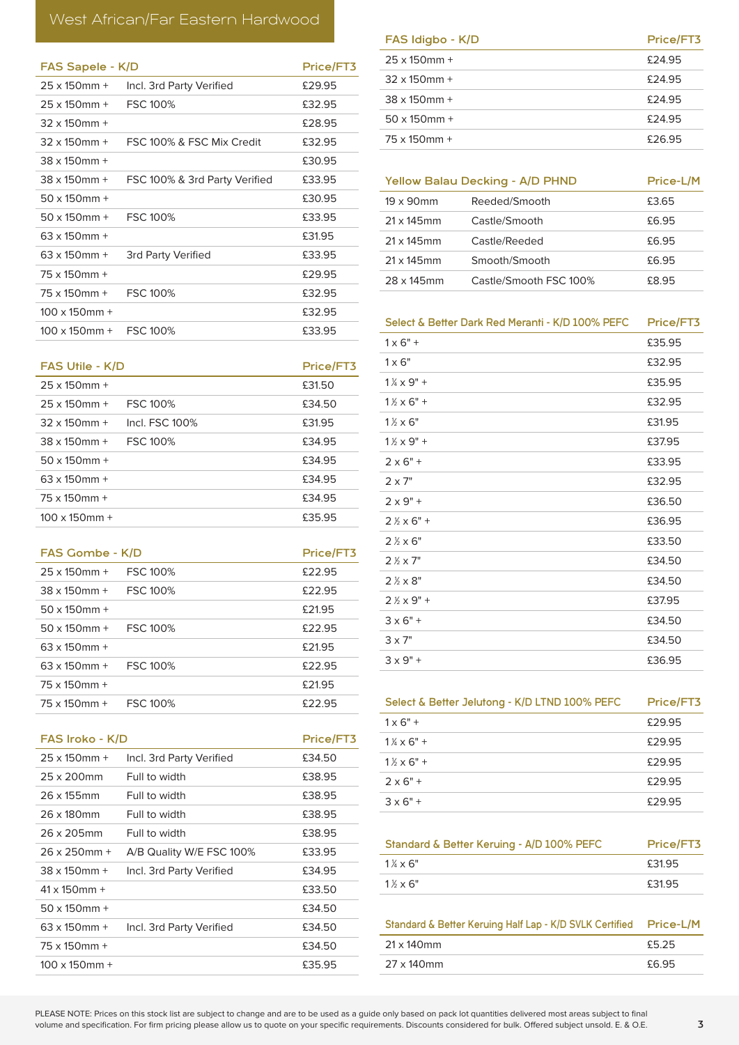## West African/Far Eastern Hardwood

| FAS Sapele - K/D | | Price/FT3 |
|---|---|---|
| 25 x 150mm + | Incl. 3rd Party Verified | £29.95 |
| 25 x 150mm + | FSC 100% | £32.95 |
| 32 x 150mm + | | £28.95 |
| 32 x 150mm + | FSC 100% & FSC Mix Credit | £32.95 |
| 38 x 150mm + | | £30.95 |
| 38 x 150mm + | FSC 100% & 3rd Party Verified | £33.95 |
| 50 x 150mm + | | £30.95 |
| 50 x 150mm + | FSC 100% | £33.95 |
| 63 x 150mm + | | £31.95 |
| 63 x 150mm + | 3rd Party Verified | £33.95 |
| 75 x 150mm + | | £29.95 |
| 75 x 150mm + | FSC 100% | £32.95 |
| 100 x 150mm + | | £32.95 |
| 100 x 150mm + | FSC 100% | £33.95 |

| FAS Utile - K/D | | Price/FT3 |
|---|---|---|
| 25 x 150mm + | | £31.50 |
| 25 x 150mm + | FSC 100% | £34.50 |
| 32 x 150mm + | Incl. FSC 100% | £31.95 |
| 38 x 150mm + | FSC 100% | £34.95 |
| 50 x 150mm + | | £34.95 |
| 63 x 150mm + | | £34.95 |
| 75 x 150mm + | | £34.95 |
| 100 x 150mm + | | £35.95 |

| FAS Gombe - K/D | | Price/FT3 |
|---|---|---|
| 25 x 150mm + | FSC 100% | £22.95 |
| 38 x 150mm + | FSC 100% | £22.95 |
| 50 x 150mm + | | £21.95 |
| 50 x 150mm + | FSC 100% | £22.95 |
| 63 x 150mm + | | £21.95 |
| 63 x 150mm + | FSC 100% | £22.95 |
| 75 x 150mm + | | £21.95 |
| 75 x 150mm + | FSC 100% | £22.95 |

| FAS Iroko - K/D | | Price/FT3 |
|---|---|---|
| 25 x 150mm + | Incl. 3rd Party Verified | £34.50 |
| 25 x 200mm | Full to width | £38.95 |
| 26 x 155mm | Full to width | £38.95 |
| 26 x 180mm | Full to width | £38.95 |
| 26 x 205mm | Full to width | £38.95 |
| 26 x 250mm + | A/B Quality W/E FSC 100% | £33.95 |
| 38 x 150mm + | Incl. 3rd Party Verified | £34.95 |
| 41 x 150mm + | | £33.50 |
| 50 x 150mm + | | £34.50 |
| 63 x 150mm + | Incl. 3rd Party Verified | £34.50 |
| 75 x 150mm + | | £34.50 |
| 100 x 150mm + | | £35.95 |

| FAS Idigbo - K/D | Price/FT3 |
|---|---|
| 25 x 150mm + | £24.95 |
| 32 x 150mm + | £24.95 |
| 38 x 150mm + | £24.95 |
| 50 x 150mm + | £24.95 |
| 75 x 150mm + | £26.95 |

| Yellow Balau Decking - A/D PHND | | Price-L/M |
|---|---|---|
| 19 x 90mm | Reeded/Smooth | £3.65 |
| 21 x 145mm | Castle/Smooth | £6.95 |
| 21 x 145mm | Castle/Reeded | £6.95 |
| 21 x 145mm | Smooth/Smooth | £6.95 |
| 28 x 145mm | Castle/Smooth FSC 100% | £8.95 |

| Select & Better Dark Red Meranti - K/D 100% PEFC | Price/FT3 |
|---|---|
| 1 x 6" + | £35.95 |
| 1 x 6" | £32.95 |
| 1¼ x 9" + | £35.95 |
| 1½ x 6" + | £32.95 |
| 1½ x 6" | £31.95 |
| 1½ x 9" + | £37.95 |
| 2 x 6" + | £33.95 |
| 2 x 7" | £32.95 |
| 2 x 9" + | £36.50 |
| 2½ x 6" + | £36.95 |
| 2½ x 6" | £33.50 |
| 2½ x 7" | £34.50 |
| 2½ x 8" | £34.50 |
| 2½ x 9" + | £37.95 |
| 3 x 6" + | £34.50 |
| 3 x 7" | £34.50 |
| 3 x 9" + | £36.95 |

| Select & Better Jelutong - K/D LTND 100% PEFC | Price/FT3 |
|---|---|
| 1 x 6" + | £29.95 |
| 1¼ x 6" + | £29.95 |
| 1½ x 6" + | £29.95 |
| 2 x 6" + | £29.95 |
| 3 x 6" + | £29.95 |

| Standard & Better Keruing - A/D 100% PEFC | Price/FT3 |
|---|---|
| 1¼ x 6" | £31.95 |
| 1½ x 6" | £31.95 |

| Standard & Better Keruing Half Lap - K/D SVLK Certified | Price-L/M |
|---|---|
| 21 x 140mm | £5.25 |
| 27 x 140mm | £6.95 |

PLEASE NOTE: Prices on this stock list are subject to change and are to be used as a guide only based on pack lot quantities delivered most areas subject to final volume and specification. For firm pricing please allow us to quote on your specific requirements. Discounts considered for bulk. Offered subject unsold. E. & O.E.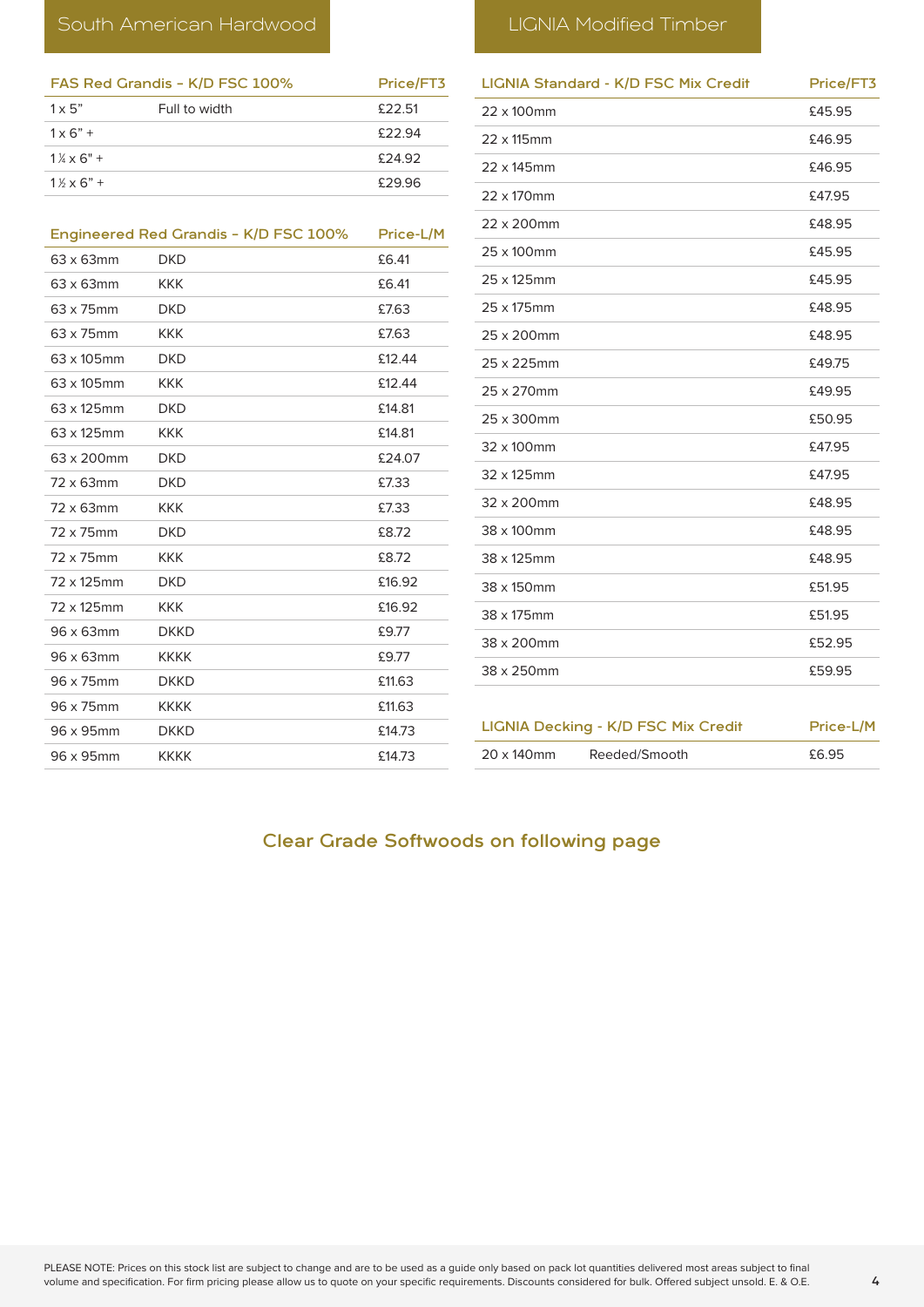## South American Hardwood

| FAS Red Grandis - K/D FSC 100% | | Price/FT3 |
|---|---|---|
| 1 x 5" | Full to width | £22.51 |
| 1 x 6" + | | £22.94 |
| 1¼ x 6" + | | £24.92 |
| 1½ x 6" + | | £29.96 |

| Engineered Red Grandis - K/D FSC 100% | | Price-L/M |
|---|---|---|
| 63 x 63mm | DKD | £6.41 |
| 63 x 63mm | KKK | £6.41 |
| 63 x 75mm | DKD | £7.63 |
| 63 x 75mm | KKK | £7.63 |
| 63 x 105mm | DKD | £12.44 |
| 63 x 105mm | KKK | £12.44 |
| 63 x 125mm | DKD | £14.81 |
| 63 x 125mm | KKK | £14.81 |
| 63 x 200mm | DKD | £24.07 |
| 72 x 63mm | DKD | £7.33 |
| 72 x 63mm | KKK | £7.33 |
| 72 x 75mm | DKD | £8.72 |
| 72 x 75mm | KKK | £8.72 |
| 72 x 125mm | DKD | £16.92 |
| 72 x 125mm | KKK | £16.92 |
| 96 x 63mm | DKKD | £9.77 |
| 96 x 63mm | KKKK | £9.77 |
| 96 x 75mm | DKKD | £11.63 |
| 96 x 75mm | KKKK | £11.63 |
| 96 x 95mm | DKKD | £14.73 |
| 96 x 95mm | KKKK | £14.73 |

## LIGNIA Modified Timber

| LIGNIA Standard - K/D FSC Mix Credit | Price/FT3 |
|---|---|
| 22 x 100mm | £45.95 |
| 22 x 115mm | £46.95 |
| 22 x 145mm | £46.95 |
| 22 x 170mm | £47.95 |
| 22 x 200mm | £48.95 |
| 25 x 100mm | £45.95 |
| 25 x 125mm | £45.95 |
| 25 x 175mm | £48.95 |
| 25 x 200mm | £48.95 |
| 25 x 225mm | £49.75 |
| 25 x 270mm | £49.95 |
| 25 x 300mm | £50.95 |
| 32 x 100mm | £47.95 |
| 32 x 125mm | £47.95 |
| 32 x 200mm | £48.95 |
| 38 x 100mm | £48.95 |
| 38 x 125mm | £48.95 |
| 38 x 150mm | £51.95 |
| 38 x 175mm | £51.95 |
| 38 x 200mm | £52.95 |
| 38 x 250mm | £59.95 |

| LIGNIA Decking - K/D FSC Mix Credit | | Price-L/M |
|---|---|---|
| 20 x 140mm | Reeded/Smooth | £6.95 |

**Clear Grade Softwoods on following page**

PLEASE NOTE: Prices on this stock list are subject to change and are to be used as a guide only based on pack lot quantities delivered most areas subject to final volume and specification. For firm pricing please allow us to quote on your specific requirements. Discounts considered for bulk. Offered subject unsold. E. & O.E.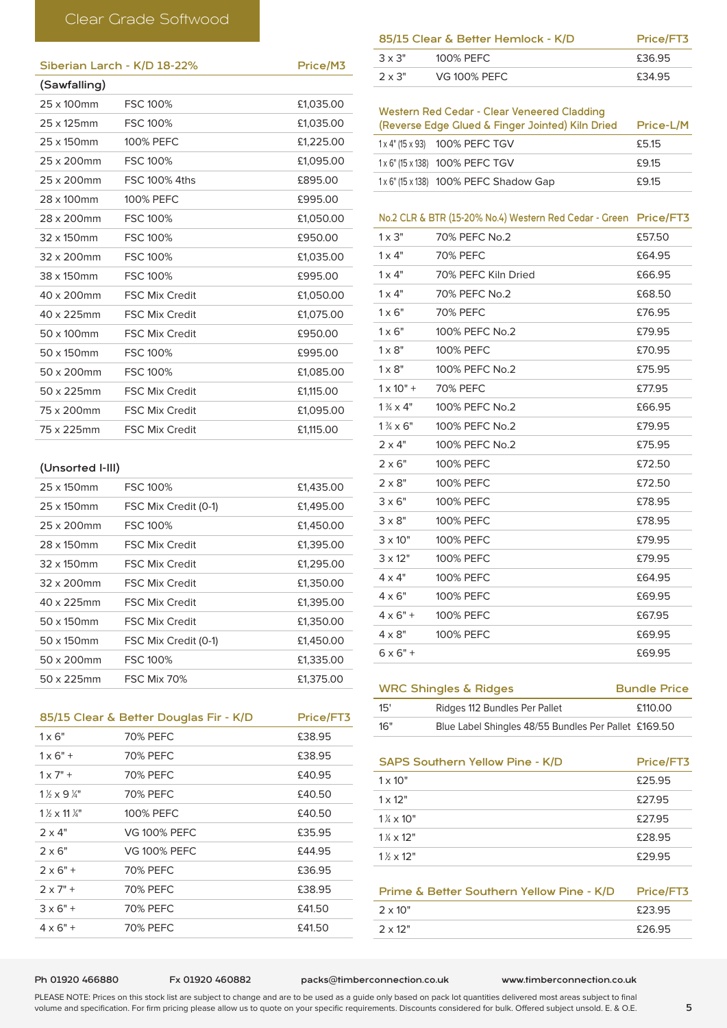# Clear Grade Softwood

| Siberian Larch - K/D 18-22% | | Price/M3 |
|---|---|---|
| **(Sawfalling)** | | |
| 25 x 100mm | FSC 100% | £1,035.00 |
| 25 x 125mm | FSC 100% | £1,035.00 |
| 25 x 150mm | 100% PEFC | £1,225.00 |
| 25 x 200mm | FSC 100% | £1,095.00 |
| 25 x 200mm | FSC 100% 4ths | £895.00 |
| 28 x 100mm | 100% PEFC | £995.00 |
| 28 x 200mm | FSC 100% | £1,050.00 |
| 32 x 150mm | FSC 100% | £950.00 |
| 32 x 200mm | FSC 100% | £1,035.00 |
| 38 x 150mm | FSC 100% | £995.00 |
| 40 x 200mm | FSC Mix Credit | £1,050.00 |
| 40 x 225mm | FSC Mix Credit | £1,075.00 |
| 50 x 100mm | FSC Mix Credit | £950.00 |
| 50 x 150mm | FSC 100% | £995.00 |
| 50 x 200mm | FSC 100% | £1,085.00 |
| 50 x 225mm | FSC Mix Credit | £1,115.00 |
| 75 x 200mm | FSC Mix Credit | £1,095.00 |
| 75 x 225mm | FSC Mix Credit | £1,115.00 |
| **(Unsorted I-III)** | | |
| 25 x 150mm | FSC 100% | £1,435.00 |
| 25 x 150mm | FSC Mix Credit (0-1) | £1,495.00 |
| 25 x 200mm | FSC 100% | £1,450.00 |
| 28 x 150mm | FSC Mix Credit | £1,395.00 |
| 32 x 150mm | FSC Mix Credit | £1,295.00 |
| 32 x 200mm | FSC Mix Credit | £1,350.00 |
| 40 x 225mm | FSC Mix Credit | £1,395.00 |
| 50 x 150mm | FSC Mix Credit | £1,350.00 |
| 50 x 150mm | FSC Mix Credit (0-1) | £1,450.00 |
| 50 x 200mm | FSC 100% | £1,335.00 |
| 50 x 225mm | FSC Mix 70% | £1,375.00 |

| 85/15 Clear & Better Douglas Fir - K/D | | Price/FT3 |
|---|---|---|
| 1 x 6" | 70% PEFC | £38.95 |
| 1 x 6" + | 70% PEFC | £38.95 |
| 1 x 7" + | 70% PEFC | £40.95 |
| 1 ½ x 9 ¼" | 70% PEFC | £40.50 |
| 1 ½ x 11 ¼" | 100% PEFC | £40.50 |
| 2 x 4" | VG 100% PEFC | £35.95 |
| 2 x 6" | VG 100% PEFC | £44.95 |
| 2 x 6" + | 70% PEFC | £36.95 |
| 2 x 7" + | 70% PEFC | £38.95 |
| 3 x 6" + | 70% PEFC | £41.50 |
| 4 x 6" + | 70% PEFC | £41.50 |

| 85/15 Clear & Better Hemlock - K/D | | Price/FT3 |
|---|---|---|
| 3 x 3" | 100% PEFC | £36.95 |
| 2 x 3" | VG 100% PEFC | £34.95 |

| Western Red Cedar - Clear Veneered Cladding (Reverse Edge Glued & Finger Jointed) Kiln Dried | | Price-L/M |
|---|---|---|
| 1 x 4" (15 x 93) | 100% PEFC TGV | £5.15 |
| 1 x 6" (15 x 138) | 100% PEFC TGV | £9.15 |
| 1 x 6" (15 x 138) | 100% PEFC Shadow Gap | £9.15 |

| No.2 CLR & BTR (15-20% No.4) Western Red Cedar - Green | | Price/FT3 |
|---|---|---|
| 1 x 3" | 70% PEFC No.2 | £57.50 |
| 1 x 4" | 70% PEFC | £64.95 |
| 1 x 4" | 70% PEFC Kiln Dried | £66.95 |
| 1 x 4" | 70% PEFC No.2 | £68.50 |
| 1 x 6" | 70% PEFC | £76.95 |
| 1 x 6" | 100% PEFC No.2 | £79.95 |
| 1 x 8" | 100% PEFC | £70.95 |
| 1 x 8" | 100% PEFC No.2 | £75.95 |
| 1 x 10" + | 70% PEFC | £77.95 |
| 1 ¾ x 4" | 100% PEFC No.2 | £66.95 |
| 1 ¾ x 6" | 100% PEFC No.2 | £79.95 |
| 2 x 4" | 100% PEFC No.2 | £75.95 |
| 2 x 6" | 100% PEFC | £72.50 |
| 2 x 8" | 100% PEFC | £72.50 |
| 3 x 6" | 100% PEFC | £78.95 |
| 3 x 8" | 100% PEFC | £78.95 |
| 3 x 10" | 100% PEFC | £79.95 |
| 3 x 12" | 100% PEFC | £79.95 |
| 4 x 4" | 100% PEFC | £64.95 |
| 4 x 6" | 100% PEFC | £69.95 |
| 4 x 6" + | 100% PEFC | £67.95 |
| 4 x 8" | 100% PEFC | £69.95 |
| 6 x 6" + | | £69.95 |

| WRC Shingles & Ridges | | Bundle Price |
|---|---|---|
| 15' | Ridges 112 Bundles Per Pallet | £110.00 |
| 16" | Blue Label Shingles 48/55 Bundles Per Pallet | £169.50 |

| SAPS Southern Yellow Pine - K/D | Price/FT3 |
|---|---|
| 1 x 10" | £25.95 |
| 1 x 12" | £27.95 |
| 1 ¼ x 10" | £27.95 |
| 1 ¼ x 12" | £28.95 |
| 1 ½ x 12" | £29.95 |

| Prime & Better Southern Yellow Pine - K/D | Price/FT3 |
|---|---|
| 2 x 10" | £23.95 |
| 2 x 12" | £26.95 |

Ph 01920 466880 Fx 01920 460882 packs@timberconnection.co.uk www.timberconnection.co.uk

PLEASE NOTE: Prices on this stock list are subject to change and are to be used as a guide only based on pack lot quantities delivered most areas subject to final volume and specification. For firm pricing please allow us to quote on your specific requirements. Discounts considered for bulk. Offered subject unsold. E. & O.E.